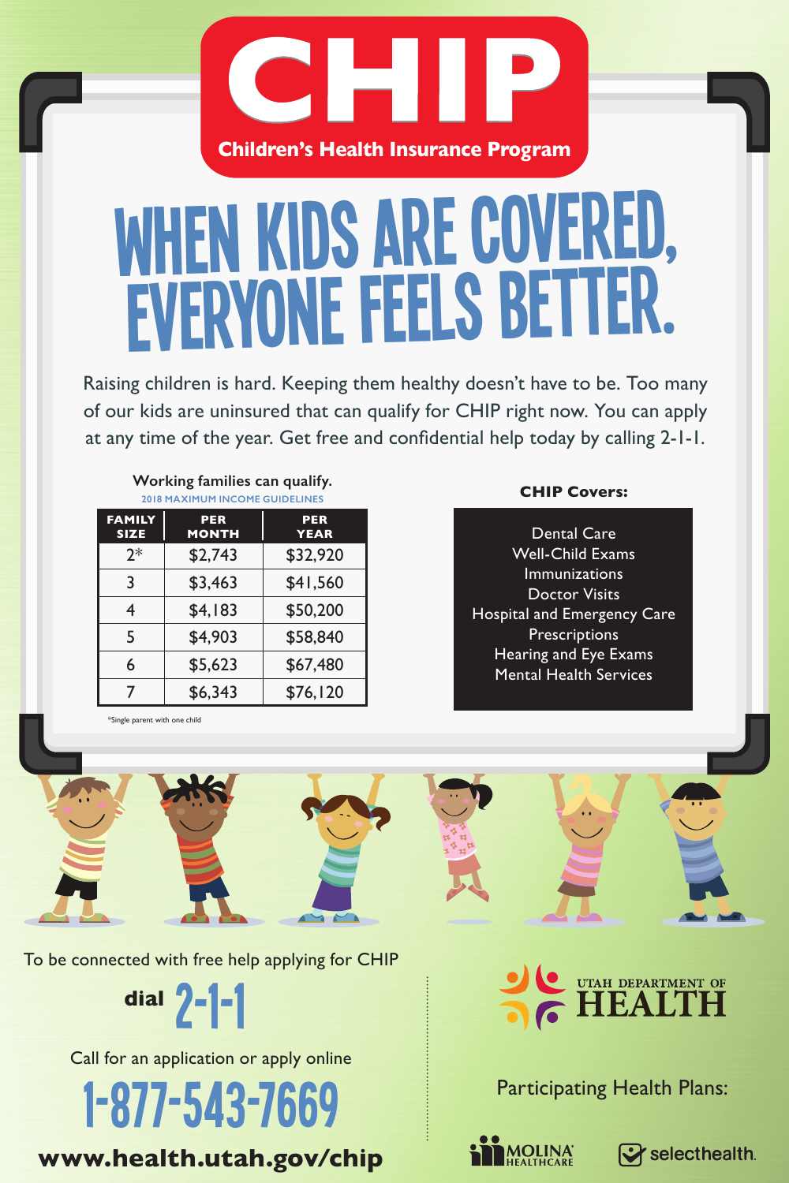# CHIP

## Children's Health Insurance Program

# WHEN KIDS ARE COVERED, EVERYONE FEELS BETTER.

Raising children is hard. Keeping them healthy doesn't have to be. Too many of our kids are uninsured that can qualify for CHIP right now. You can apply at any time of the year. Get free and confidential help today by calling 2-1-1.

**Working families can qualify.**

2018 MAXIMUM INCOME GUIDELINES

| FAMILY SIZE | PER MONTH | PER YEAR |
|---|---|---|
| 2* | $2,743 | $32,920 |
| 3 | $3,463 | $41,560 |
| 4 | $4,183 | $50,200 |
| 5 | $4,903 | $58,840 |
| 6 | $5,623 | $67,480 |
| 7 | $6,343 | $76,120 |

*Single parent with one child

**CHIP Covers:**

- Dental Care
- Well-Child Exams
- Immunizations
- Doctor Visits
- Hospital and Emergency Care
- Prescriptions
- Hearing and Eye Exams
- Mental Health Services

To be connected with free help applying for CHIP

**dial 2-1-1**

Call for an application or apply online

**1-877-543-7669**

**www.health.utah.gov/chip**

UTAH DEPARTMENT OF HEALTH

Participating Health Plans:

MOLINA HEALTHCARE

selecthealth.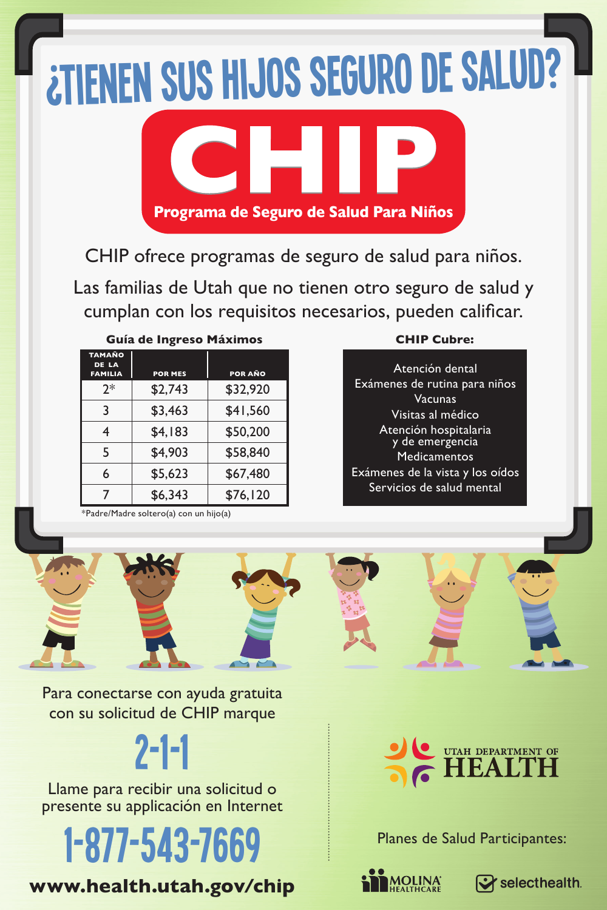# ¿TIENEN SUS HIJOS SEGURO DE SALUD?

# CHIP

**Programa de Seguro de Salud Para Niños**

CHIP ofrece programas de seguro de salud para niños.

Las familias de Utah que no tienen otro seguro de salud y cumplan con los requisitos necesarios, pueden calificar.

### Guía de Ingreso Máximos

| TAMAÑO DE LA FAMILIA | POR MES | POR AÑO |
|---|---|---|
| 2* | $2,743 | $32,920 |
| 3 | $3,463 | $41,560 |
| 4 | $4,183 | $50,200 |
| 5 | $4,903 | $58,840 |
| 6 | $5,623 | $67,480 |
| 7 | $6,343 | $76,120 |

*Padre/Madre soltero(a) con un hijo(a)

### CHIP Cubre:

- Atención dental
- Exámenes de rutina para niños
- Vacunas
- Visitas al médico
- Atención hospitalaria y de emergencia
- Medicamentos
- Exámenes de la vista y los oídos
- Servicios de salud mental

Para conectarse con ayuda gratuita con su solicitud de CHIP marque

## 2-1-1

Llame para recibir una solicitud o presente su applicación en Internet

## 1-877-543-7669

**www.health.utah.gov/chip**

UTAH DEPARTMENT OF HEALTH

Planes de Salud Participantes:

MOLINA HEALTHCARE

selecthealth.